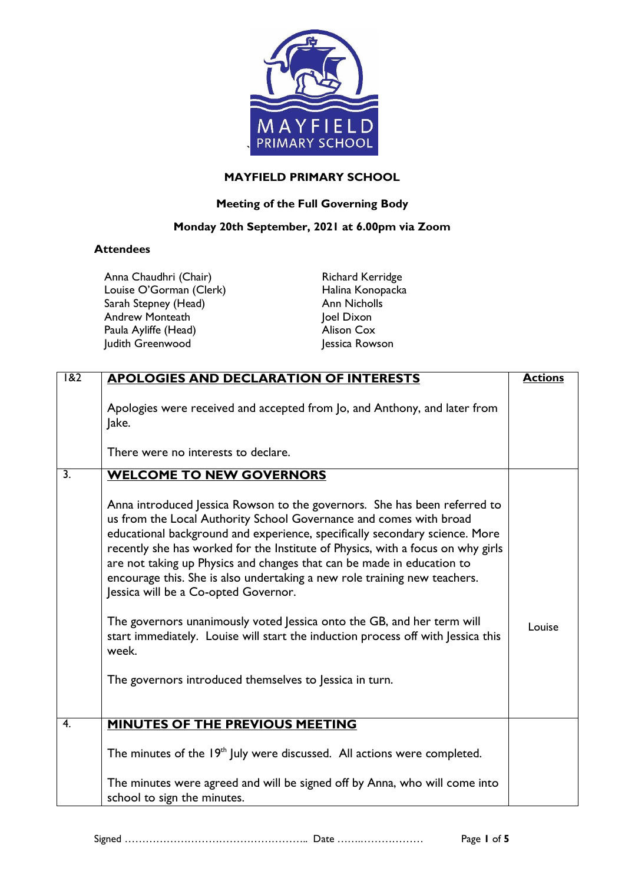# MAYFIELD PRIMARY SCHOOL

## Meeting of the Full Governing Body

### Monday 20th September, 2021 at 6.00pm via Zoom

**Attendees**

Anna Chaudhri (Chair)
Louise O'Gorman (Clerk)
Sarah Stepney (Head)
Andrew Monteath
Paula Ayliffe (Head)
Judith Greenwood
Richard Kerridge
Halina Konopacka
Ann Nicholls
Joel Dixon
Alison Cox
Jessica Rowson

| 1&2 | **APOLOGIES AND DECLARATION OF INTERESTS** | **Actions** |
|---|---|---|
| | Apologies were received and accepted from Jo, and Anthony, and later from Jake.<br><br>There were no interests to declare. | |
| 3. | **WELCOME TO NEW GOVERNORS**<br><br>Anna introduced Jessica Rowson to the governors. She has been referred to us from the Local Authority School Governance and comes with broad educational background and experience, specifically secondary science. More recently she has worked for the Institute of Physics, with a focus on why girls are not taking up Physics and changes that can be made in education to encourage this. She is also undertaking a new role training new teachers. Jessica will be a Co-opted Governor.<br><br>The governors unanimously voted Jessica onto the GB, and her term will start immediately. Louise will start the induction process off with Jessica this week.<br><br>The governors introduced themselves to Jessica in turn. | Louise |
| 4. | **MINUTES OF THE PREVIOUS MEETING**<br><br>The minutes of the 19th July were discussed. All actions were completed.<br><br>The minutes were agreed and will be signed off by Anna, who will come into school to sign the minutes. | |

Signed …………………………………………….. Date ……..………………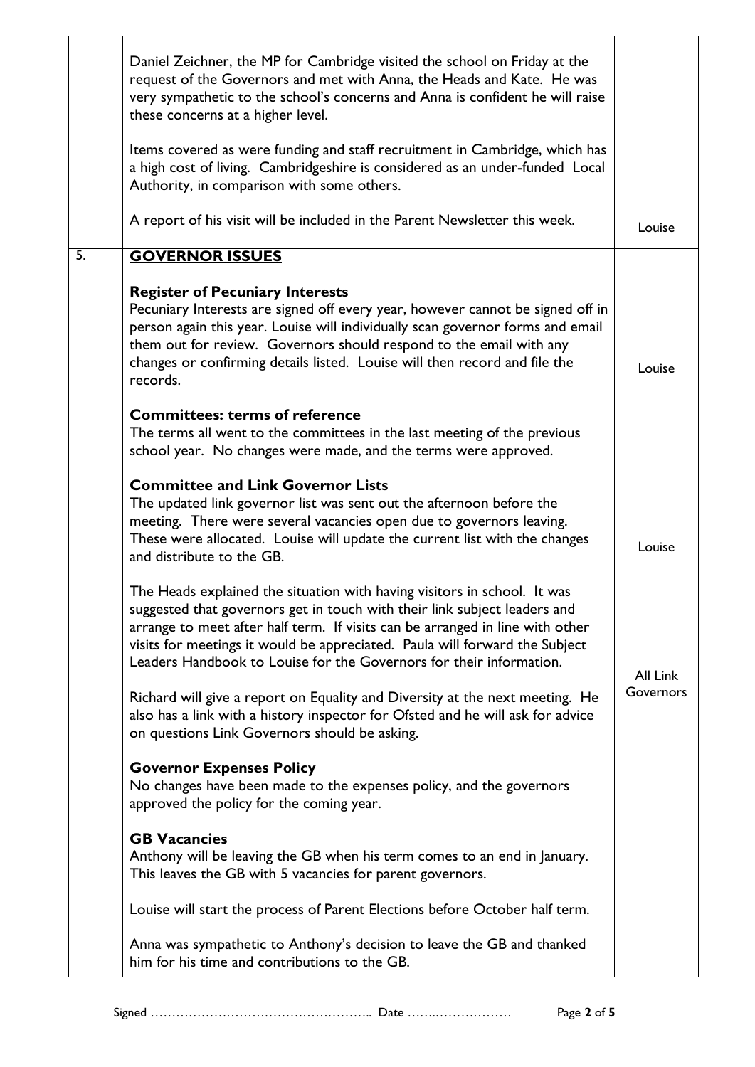| | | |
|---|---|---|
| | Daniel Zeichner, the MP for Cambridge visited the school on Friday at the request of the Governors and met with Anna, the Heads and Kate. He was very sympathetic to the school's concerns and Anna is confident he will raise these concerns at a higher level.<br><br>Items covered as were funding and staff recruitment in Cambridge, which has a high cost of living. Cambridgeshire is considered as an under-funded Local Authority, in comparison with some others.<br><br>A report of his visit will be included in the Parent Newsletter this week. | Louise |
| 5. | **GOVERNOR ISSUES**<br><br>**Register of Pecuniary Interests**<br>Pecuniary Interests are signed off every year, however cannot be signed off in person again this year. Louise will individually scan governor forms and email them out for review. Governors should respond to the email with any changes or confirming details listed. Louise will then record and file the records.<br><br>**Committees: terms of reference**<br>The terms all went to the committees in the last meeting of the previous school year. No changes were made, and the terms were approved.<br><br>**Committee and Link Governor Lists**<br>The updated link governor list was sent out the afternoon before the meeting. There were several vacancies open due to governors leaving. These were allocated. Louise will update the current list with the changes and distribute to the GB.<br><br>The Heads explained the situation with having visitors in school. It was suggested that governors get in touch with their link subject leaders and arrange to meet after half term. If visits can be arranged in line with other visits for meetings it would be appreciated. Paula will forward the Subject Leaders Handbook to Louise for the Governors for their information.<br><br>Richard will give a report on Equality and Diversity at the next meeting. He also has a link with a history inspector for Ofsted and he will ask for advice on questions Link Governors should be asking.<br><br>**Governor Expenses Policy**<br>No changes have been made to the expenses policy, and the governors approved the policy for the coming year.<br><br>**GB Vacancies**<br>Anthony will be leaving the GB when his term comes to an end in January. This leaves the GB with 5 vacancies for parent governors.<br><br>Louise will start the process of Parent Elections before October half term.<br><br>Anna was sympathetic to Anthony's decision to leave the GB and thanked him for his time and contributions to the GB. | Louise<br><br>Louise<br><br>All Link Governors |

Signed …………………………………………….. Date ……..………………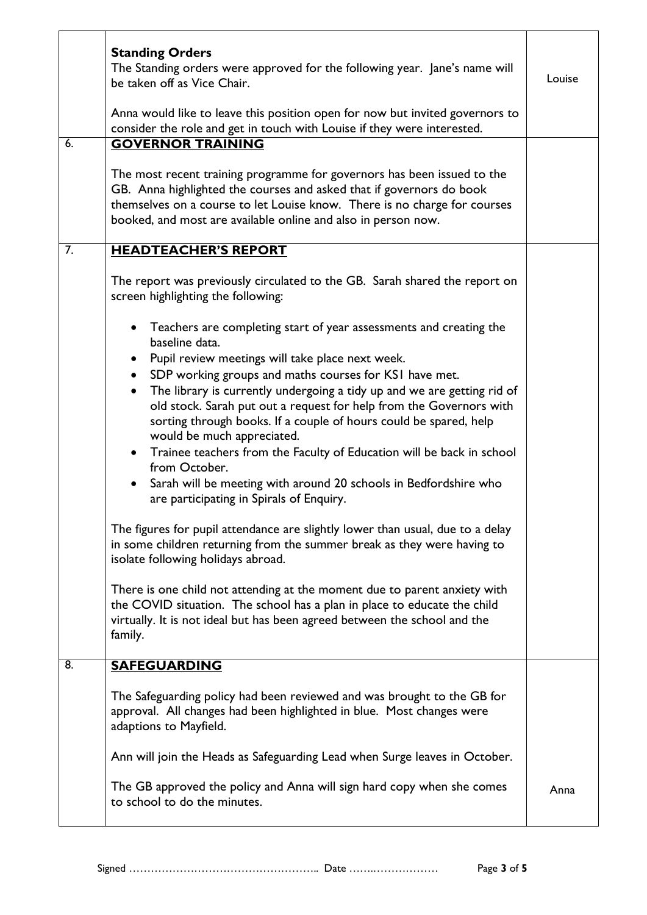| | | |
|---|---|---|
| | **Standing Orders**<br>The Standing orders were approved for the following year. Jane's name will be taken off as Vice Chair.<br><br>Anna would like to leave this position open for now but invited governors to consider the role and get in touch with Louise if they were interested. | Louise |
| 6. | **GOVERNOR TRAINING**<br><br>The most recent training programme for governors has been issued to the GB. Anna highlighted the courses and asked that if governors do book themselves on a course to let Louise know. There is no charge for courses booked, and most are available online and also in person now. | |
| 7. | **HEADTEACHER'S REPORT**<br><br>The report was previously circulated to the GB. Sarah shared the report on screen highlighting the following:<br><br>• Teachers are completing start of year assessments and creating the baseline data.<br>• Pupil review meetings will take place next week.<br>• SDP working groups and maths courses for KS1 have met.<br>• The library is currently undergoing a tidy up and we are getting rid of old stock. Sarah put out a request for help from the Governors with sorting through books. If a couple of hours could be spared, help would be much appreciated.<br>• Trainee teachers from the Faculty of Education will be back in school from October.<br>• Sarah will be meeting with around 20 schools in Bedfordshire who are participating in Spirals of Enquiry.<br><br>The figures for pupil attendance are slightly lower than usual, due to a delay in some children returning from the summer break as they were having to isolate following holidays abroad.<br><br>There is one child not attending at the moment due to parent anxiety with the COVID situation. The school has a plan in place to educate the child virtually. It is not ideal but has been agreed between the school and the family. | |
| 8. | **SAFEGUARDING**<br><br>The Safeguarding policy had been reviewed and was brought to the GB for approval. All changes had been highlighted in blue. Most changes were adaptions to Mayfield.<br><br>Ann will join the Heads as Safeguarding Lead when Surge leaves in October.<br><br>The GB approved the policy and Anna will sign hard copy when she comes to school to do the minutes. | Anna |

Signed …………………………………………….. Date ……..………………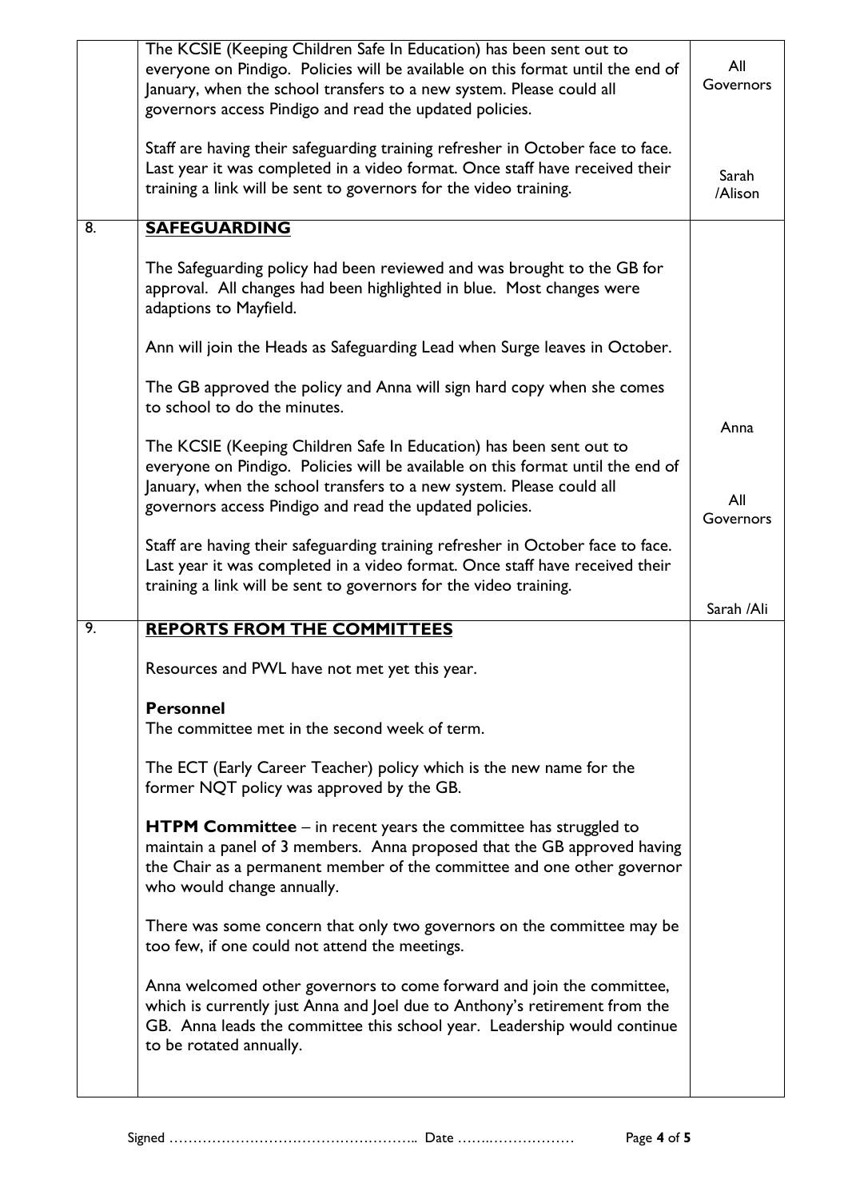| | | |
|---|---|---|
| | The KCSIE (Keeping Children Safe In Education) has been sent out to everyone on Pindigo. Policies will be available on this format until the end of January, when the school transfers to a new system. Please could all governors access Pindigo and read the updated policies.<br><br>Staff are having their safeguarding training refresher in October face to face. Last year it was completed in a video format. Once staff have received their training a link will be sent to governors for the video training. | All Governors<br><br><br><br>Sarah /Alison |
| 8. | **SAFEGUARDING**<br><br>The Safeguarding policy had been reviewed and was brought to the GB for approval. All changes had been highlighted in blue. Most changes were adaptions to Mayfield.<br><br>Ann will join the Heads as Safeguarding Lead when Surge leaves in October.<br><br>The GB approved the policy and Anna will sign hard copy when she comes to school to do the minutes.<br><br>The KCSIE (Keeping Children Safe In Education) has been sent out to everyone on Pindigo. Policies will be available on this format until the end of January, when the school transfers to a new system. Please could all governors access Pindigo and read the updated policies.<br><br>Staff are having their safeguarding training refresher in October face to face. Last year it was completed in a video format. Once staff have received their training a link will be sent to governors for the video training. | <br><br><br><br><br><br><br><br>Anna<br><br><br>All Governors<br><br><br><br>Sarah /Ali |
| 9. | **REPORTS FROM THE COMMITTEES**<br><br>Resources and PWL have not met yet this year.<br><br>**Personnel**<br>The committee met in the second week of term.<br><br>The ECT (Early Career Teacher) policy which is the new name for the former NQT policy was approved by the GB.<br><br>**HTPM Committee** – in recent years the committee has struggled to maintain a panel of 3 members. Anna proposed that the GB approved having the Chair as a permanent member of the committee and one other governor who would change annually.<br><br>There was some concern that only two governors on the committee may be too few, if one could not attend the meetings.<br><br>Anna welcomed other governors to come forward and join the committee, which is currently just Anna and Joel due to Anthony's retirement from the GB. Anna leads the committee this school year. Leadership would continue to be rotated annually. | |

Signed …………………………………………….. Date ……..………………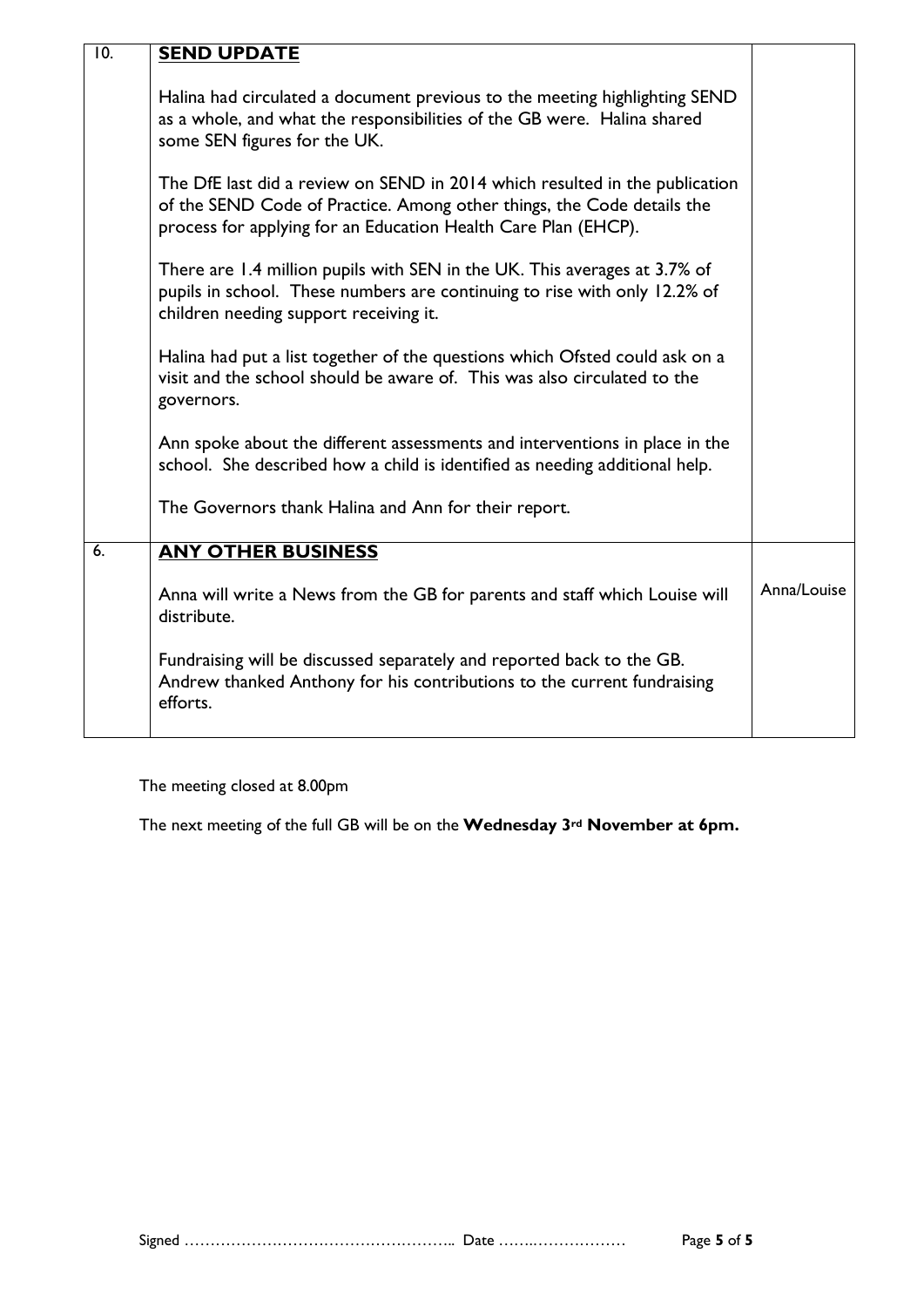| | | |
|---|---|---|
| 10. | **SEND UPDATE**<br><br>Halina had circulated a document previous to the meeting highlighting SEND as a whole, and what the responsibilities of the GB were. Halina shared some SEN figures for the UK.<br><br>The DfE last did a review on SEND in 2014 which resulted in the publication of the SEND Code of Practice. Among other things, the Code details the process for applying for an Education Health Care Plan (EHCP).<br><br>There are 1.4 million pupils with SEN in the UK. This averages at 3.7% of pupils in school. These numbers are continuing to rise with only 12.2% of children needing support receiving it.<br><br>Halina had put a list together of the questions which Ofsted could ask on a visit and the school should be aware of. This was also circulated to the governors.<br><br>Ann spoke about the different assessments and interventions in place in the school. She described how a child is identified as needing additional help.<br><br>The Governors thank Halina and Ann for their report. | |
| 6. | **ANY OTHER BUSINESS**<br><br>Anna will write a News from the GB for parents and staff which Louise will distribute.<br><br>Fundraising will be discussed separately and reported back to the GB. Andrew thanked Anthony for his contributions to the current fundraising efforts. | Anna/Louise |

The meeting closed at 8.00pm

The next meeting of the full GB will be on the **Wednesday 3rd November at 6pm.**

Signed …………………………………………….. Date ……..………………